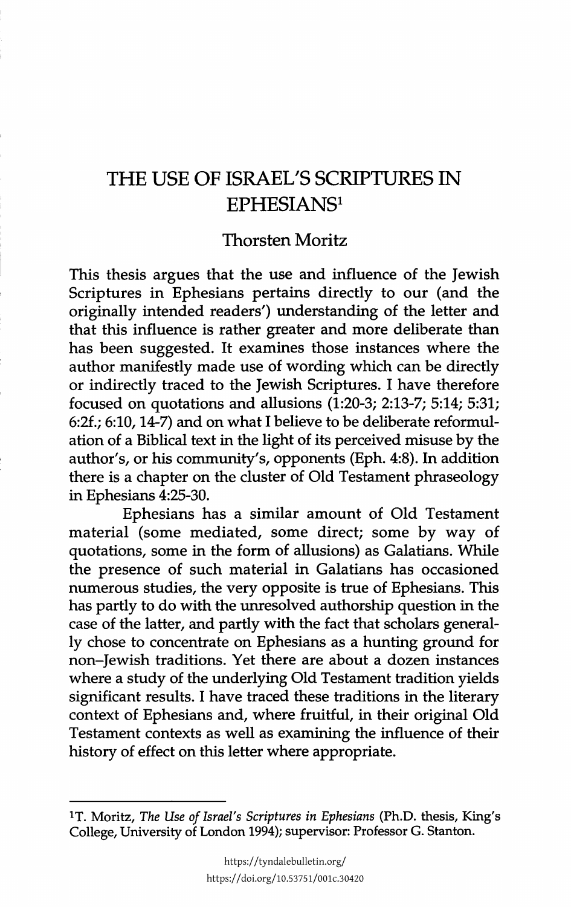# THE USE OF ISRAEL'S SCRIPTURES IN EPHESIANS[1]

Thorsten Moritz

This thesis argues that the use and influence of the Jewish Scriptures in Ephesians pertains directly to our (and the originally intended readers') understanding of the letter and that this influence is rather greater and more deliberate than has been suggested. It examines those instances where the author manifestly made use of wording which can be directly or indirectly traced to the Jewish Scriptures. I have therefore focused on quotations and allusions (1:20-3; 2:13-7; 5:14; 5:31; 6:2f.; 6:10, 14-7) and on what I believe to be deliberate reformulation of a Biblical text in the light of its perceived misuse by the author's, or his community's, opponents (Eph. 4:8). In addition there is a chapter on the cluster of Old Testament phraseology in Ephesians 4:25-30.

Ephesians has a similar amount of Old Testament material (some mediated, some direct; some by way of quotations, some in the form of allusions) as Galatians. While the presence of such material in Galatians has occasioned numerous studies, the very opposite is true of Ephesians. This has partly to do with the unresolved authorship question in the case of the latter, and partly with the fact that scholars generally chose to concentrate on Ephesians as a hunting ground for non–Jewish traditions. Yet there are about a dozen instances where a study of the underlying Old Testament tradition yields significant results. I have traced these traditions in the literary context of Ephesians and, where fruitful, in their original Old Testament contexts as well as examining the influence of their history of effect on this letter where appropriate.

---

[1] T. Moritz, *The Use of Israel's Scriptures in Ephesians* (Ph.D. thesis, King's College, University of London 1994); supervisor: Professor G. Stanton.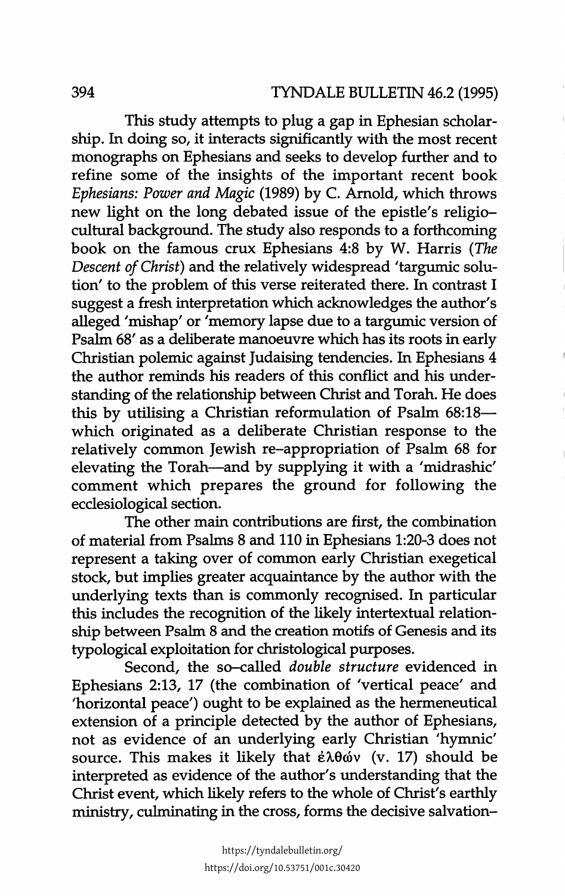This study attempts to plug a gap in Ephesian scholarship. In doing so, it interacts significantly with the most recent monographs on Ephesians and seeks to develop further and to refine some of the insights of the important recent book *Ephesians: Power and Magic* (1989) by C. Arnold, which throws new light on the long debated issue of the epistle's religio–cultural background. The study also responds to a forthcoming book on the famous crux Ephesians 4:8 by W. Harris (*The Descent of Christ*) and the relatively widespread 'targumic solution' to the problem of this verse reiterated there. In contrast I suggest a fresh interpretation which acknowledges the author's alleged 'mishap' or 'memory lapse due to a targumic version of Psalm 68' as a deliberate manoeuvre which has its roots in early Christian polemic against Judaising tendencies. In Ephesians 4 the author reminds his readers of this conflict and his understanding of the relationship between Christ and Torah. He does this by utilising a Christian reformulation of Psalm 68:18—which originated as a deliberate Christian response to the relatively common Jewish re–appropriation of Psalm 68 for elevating the Torah—and by supplying it with a 'midrashic' comment which prepares the ground for following the ecclesiological section.

The other main contributions are first, the combination of material from Psalms 8 and 110 in Ephesians 1:20-3 does not represent a taking over of common early Christian exegetical stock, but implies greater acquaintance by the author with the underlying texts than is commonly recognised. In particular this includes the recognition of the likely intertextual relationship between Psalm 8 and the creation motifs of Genesis and its typological exploitation for christological purposes.

Second, the so–called *double structure* evidenced in Ephesians 2:13, 17 (the combination of 'vertical peace' and 'horizontal peace') ought to be explained as the hermeneutical extension of a principle detected by the author of Ephesians, not as evidence of an underlying early Christian 'hymnic' source. This makes it likely that ἐλθών (v. 17) should be interpreted as evidence of the author's understanding that the Christ event, which likely refers to the whole of Christ's earthly ministry, culminating in the cross, forms the decisive salvation–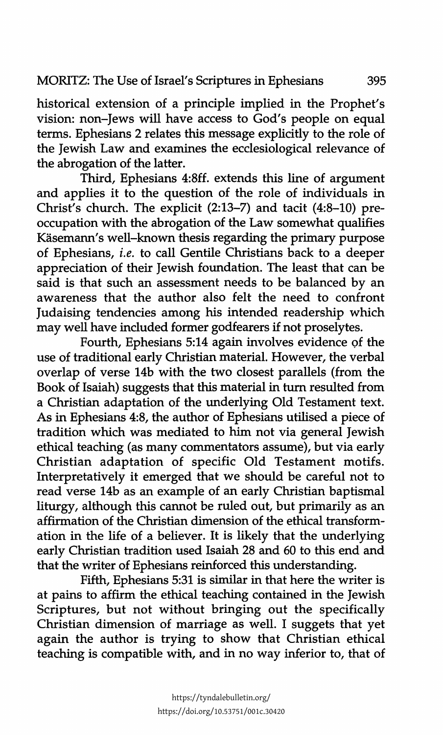historical extension of a principle implied in the Prophet's vision: non–Jews will have access to God's people on equal terms. Ephesians 2 relates this message explicitly to the role of the Jewish Law and examines the ecclesiological relevance of the abrogation of the latter.

Third, Ephesians 4:8ff. extends this line of argument and applies it to the question of the role of individuals in Christ's church. The explicit (2:13–7) and tacit (4:8–10) preoccupation with the abrogation of the Law somewhat qualifies Käsemann's well–known thesis regarding the primary purpose of Ephesians, *i.e.* to call Gentile Christians back to a deeper appreciation of their Jewish foundation. The least that can be said is that such an assessment needs to be balanced by an awareness that the author also felt the need to confront Judaising tendencies among his intended readership which may well have included former godfearers if not proselytes.

Fourth, Ephesians 5:14 again involves evidence of the use of traditional early Christian material. However, the verbal overlap of verse 14b with the two closest parallels (from the Book of Isaiah) suggests that this material in turn resulted from a Christian adaptation of the underlying Old Testament text. As in Ephesians 4:8, the author of Ephesians utilised a piece of tradition which was mediated to him not via general Jewish ethical teaching (as many commentators assume), but via early Christian adaptation of specific Old Testament motifs. Interpretatively it emerged that we should be careful not to read verse 14b as an example of an early Christian baptismal liturgy, although this cannot be ruled out, but primarily as an affirmation of the Christian dimension of the ethical transformation in the life of a believer. It is likely that the underlying early Christian tradition used Isaiah 28 and 60 to this end and that the writer of Ephesians reinforced this understanding.

Fifth, Ephesians 5:31 is similar in that here the writer is at pains to affirm the ethical teaching contained in the Jewish Scriptures, but not without bringing out the specifically Christian dimension of marriage as well. I suggets that yet again the author is trying to show that Christian ethical teaching is compatible with, and in no way inferior to, that of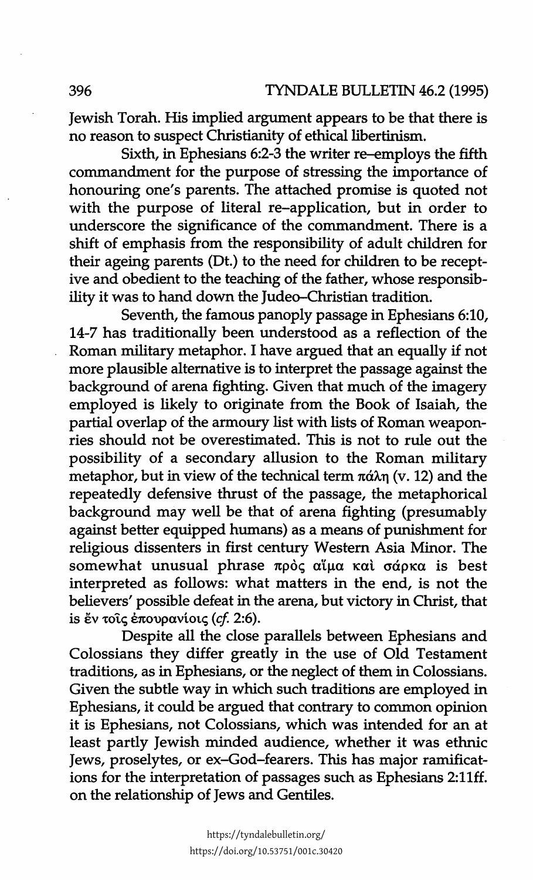Jewish Torah. His implied argument appears to be that there is no reason to suspect Christianity of ethical libertinism.

Sixth, in Ephesians 6:2-3 the writer re–employs the fifth commandment for the purpose of stressing the importance of honouring one's parents. The attached promise is quoted not with the purpose of literal re–application, but in order to underscore the significance of the commandment. There is a shift of emphasis from the responsibility of adult children for their ageing parents (Dt.) to the need for children to be receptive and obedient to the teaching of the father, whose responsibility it was to hand down the Judeo–Christian tradition.

Seventh, the famous panoply passage in Ephesians 6:10, 14-7 has traditionally been understood as a reflection of the Roman military metaphor. I have argued that an equally if not more plausible alternative is to interpret the passage against the background of arena fighting. Given that much of the imagery employed is likely to originate from the Book of Isaiah, the partial overlap of the armoury list with lists of Roman weaponries should not be overestimated. This is not to rule out the possibility of a secondary allusion to the Roman military metaphor, but in view of the technical term πάλη (v. 12) and the repeatedly defensive thrust of the passage, the metaphorical background may well be that of arena fighting (presumably against better equipped humans) as a means of punishment for religious dissenters in first century Western Asia Minor. The somewhat unusual phrase πρὸς αἷμα καὶ σάρκα is best interpreted as follows: what matters in the end, is not the believers' possible defeat in the arena, but victory in Christ, that is ἔν τοῖς ἐπουρανίοις (*cf.* 2:6).

Despite all the close parallels between Ephesians and Colossians they differ greatly in the use of Old Testament traditions, as in Ephesians, or the neglect of them in Colossians. Given the subtle way in which such traditions are employed in Ephesians, it could be argued that contrary to common opinion it is Ephesians, not Colossians, which was intended for an at least partly Jewish minded audience, whether it was ethnic Jews, proselytes, or ex–God–fearers. This has major ramifications for the interpretation of passages such as Ephesians 2:11ff. on the relationship of Jews and Gentiles.